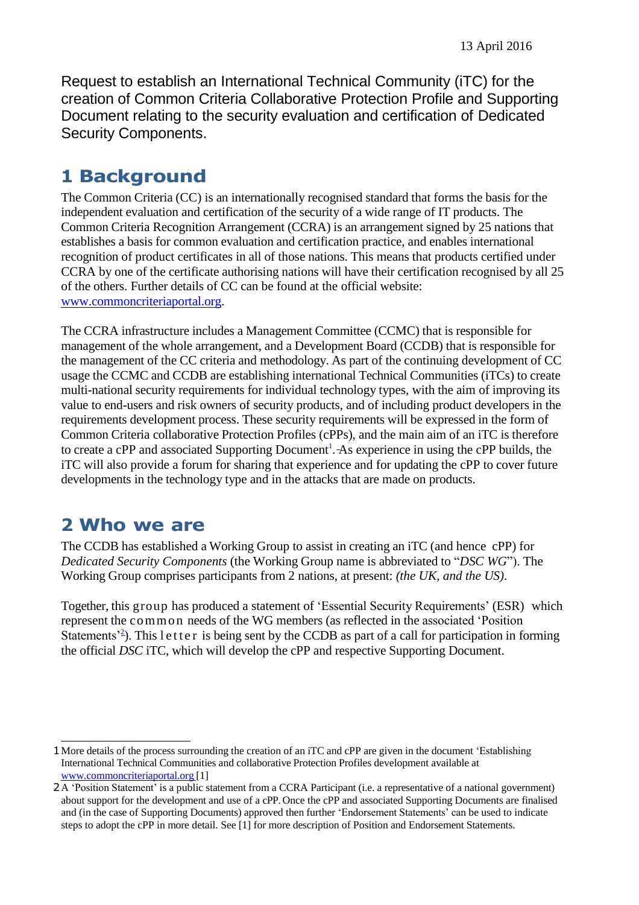13 April 2016

Request to establish an International Technical Community (iTC) for the creation of Common Criteria Collaborative Protection Profile and Supporting Document relating to the security evaluation and certification of Dedicated Security Components.

# 1 Background

The Common Criteria (CC) is an internationally recognised standard that forms the basis for the independent evaluation and certification of the security of a wide range of IT products. The Common Criteria Recognition Arrangement (CCRA) is an arrangement signed by 25 nations that establishes a basis for common evaluation and certification practice, and enables international recognition of product certificates in all of those nations. This means that products certified under CCRA by one of the certificate authorising nations will have their certification recognised by all 25 of the others. Further details of CC can be found at the official website: www.commoncriteriaportal.org.

The CCRA infrastructure includes a Management Committee (CCMC) that is responsible for management of the whole arrangement, and a Development Board (CCDB) that is responsible for the management of the CC criteria and methodology. As part of the continuing development of CC usage the CCMC and CCDB are establishing international Technical Communities (iTCs) to create multi-national security requirements for individual technology types, with the aim of improving its value to end-users and risk owners of security products, and of including product developers in the requirements development process. These security requirements will be expressed in the form of Common Criteria collaborative Protection Profiles (cPPs), and the main aim of an iTC is therefore to create a cPP and associated Supporting Document[1]. As experience in using the cPP builds, the iTC will also provide a forum for sharing that experience and for updating the cPP to cover future developments in the technology type and in the attacks that are made on products.

# 2 Who we are

The CCDB has established a Working Group to assist in creating an iTC (and hence cPP) for *Dedicated Security Components* (the Working Group name is abbreviated to "*DSC WG*"). The Working Group comprises participants from 2 nations, at present: *(the UK, and the US)*.

Together, this group has produced a statement of 'Essential Security Requirements' (ESR) which represent the common needs of the WG members (as reflected in the associated 'Position Statements'[2]). This letter is being sent by the CCDB as part of a call for participation in forming the official *DSC* iTC, which will develop the cPP and respective Supporting Document.

---

1 More details of the process surrounding the creation of an iTC and cPP are given in the document 'Establishing International Technical Communities and collaborative Protection Profiles development available at www.commoncriteriaportal.org [1]

2 A 'Position Statement' is a public statement from a CCRA Participant (i.e. a representative of a national government) about support for the development and use of a cPP. Once the cPP and associated Supporting Documents are finalised and (in the case of Supporting Documents) approved then further 'Endorsement Statements' can be used to indicate steps to adopt the cPP in more detail. See [1] for more description of Position and Endorsement Statements.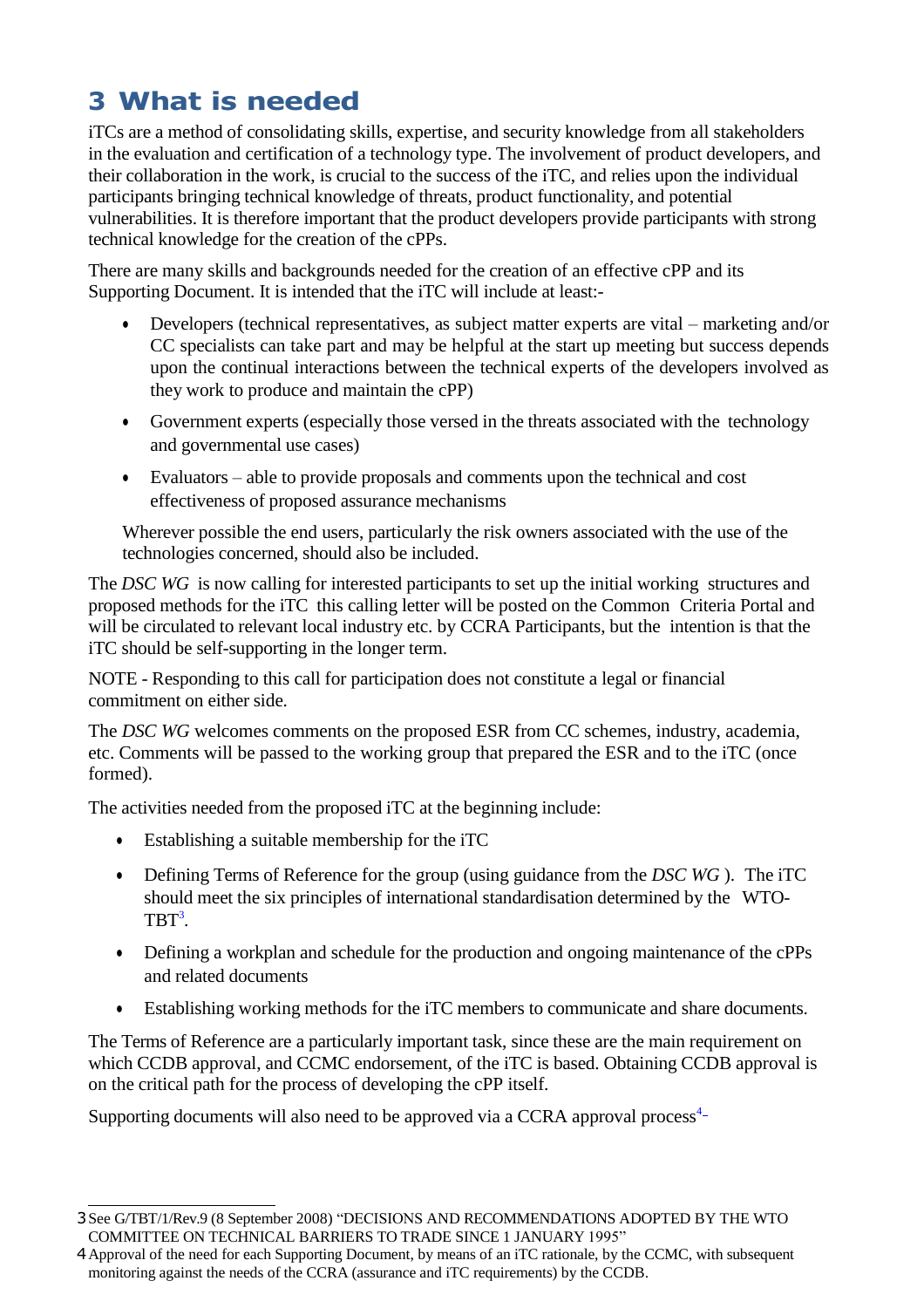# 3 What is needed

iTCs are a method of consolidating skills, expertise, and security knowledge from all stakeholders in the evaluation and certification of a technology type. The involvement of product developers, and their collaboration in the work, is crucial to the success of the iTC, and relies upon the individual participants bringing technical knowledge of threats, product functionality, and potential vulnerabilities. It is therefore important that the product developers provide participants with strong technical knowledge for the creation of the cPPs.

There are many skills and backgrounds needed for the creation of an effective cPP and its Supporting Document. It is intended that the iTC will include at least:-

- Developers (technical representatives, as subject matter experts are vital – marketing and/or CC specialists can take part and may be helpful at the start up meeting but success depends upon the continual interactions between the technical experts of the developers involved as they work to produce and maintain the cPP)
- Government experts (especially those versed in the threats associated with the technology and governmental use cases)
- Evaluators – able to provide proposals and comments upon the technical and cost effectiveness of proposed assurance mechanisms

Wherever possible the end users, particularly the risk owners associated with the use of the technologies concerned, should also be included.

The *DSC WG* is now calling for interested participants to set up the initial working structures and proposed methods for the iTC this calling letter will be posted on the Common Criteria Portal and will be circulated to relevant local industry etc. by CCRA Participants, but the intention is that the iTC should be self-supporting in the longer term.

NOTE - Responding to this call for participation does not constitute a legal or financial commitment on either side.

The *DSC WG* welcomes comments on the proposed ESR from CC schemes, industry, academia, etc. Comments will be passed to the working group that prepared the ESR and to the iTC (once formed).

The activities needed from the proposed iTC at the beginning include:

- Establishing a suitable membership for the iTC
- Defining Terms of Reference for the group (using guidance from the *DSC WG* ). The iTC should meet the six principles of international standardisation determined by the WTO-TBT[3].
- Defining a workplan and schedule for the production and ongoing maintenance of the cPPs and related documents
- Establishing working methods for the iTC members to communicate and share documents.

The Terms of Reference are a particularly important task, since these are the main requirement on which CCDB approval, and CCMC endorsement, of the iTC is based. Obtaining CCDB approval is on the critical path for the process of developing the cPP itself.

Supporting documents will also need to be approved via a CCRA approval process[4].

---

3 See G/TBT/1/Rev.9 (8 September 2008) "DECISIONS AND RECOMMENDATIONS ADOPTED BY THE WTO COMMITTEE ON TECHNICAL BARRIERS TO TRADE SINCE 1 JANUARY 1995"

4 Approval of the need for each Supporting Document, by means of an iTC rationale, by the CCMC, with subsequent monitoring against the needs of the CCRA (assurance and iTC requirements) by the CCDB.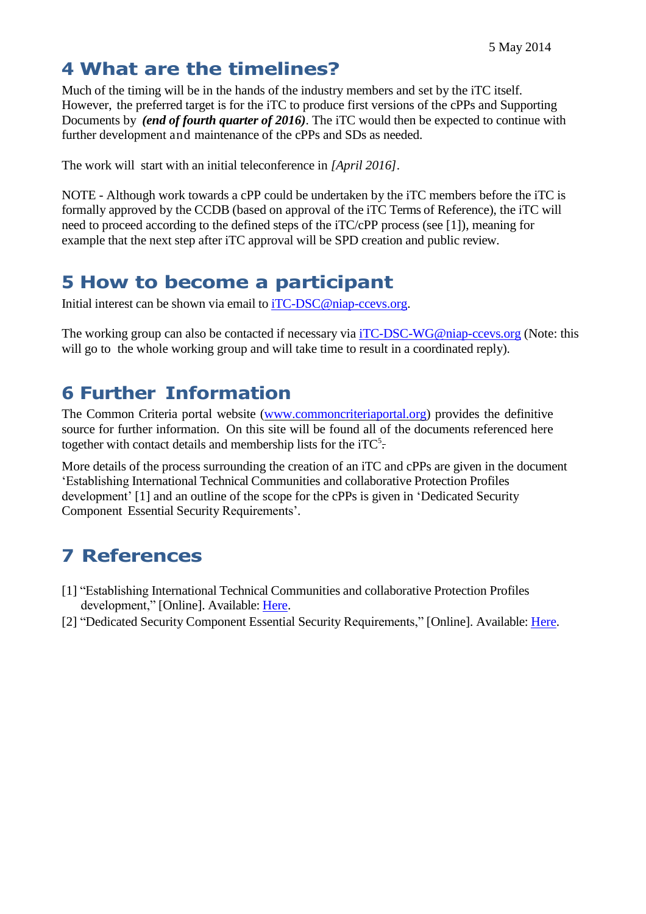## 4 What are the timelines?

Much of the timing will be in the hands of the industry members and set by the iTC itself. However, the preferred target is for the iTC to produce first versions of the cPPs and Supporting Documents by ***(end of fourth quarter of 2016)***. The iTC would then be expected to continue with further development and maintenance of the cPPs and SDs as needed.

The work will start with an initial teleconference in *[April 2016]*.

NOTE - Although work towards a cPP could be undertaken by the iTC members before the iTC is formally approved by the CCDB (based on approval of the iTC Terms of Reference), the iTC will need to proceed according to the defined steps of the iTC/cPP process (see [1]), meaning for example that the next step after iTC approval will be SPD creation and public review.

## 5 How to become a participant

Initial interest can be shown via email to iTC-DSC@niap-ccevs.org.

The working group can also be contacted if necessary via iTC-DSC-WG@niap-ccevs.org (Note: this will go to the whole working group and will take time to result in a coordinated reply).

## 6 Further Information

The Common Criteria portal website (www.commoncriteriaportal.org) provides the definitive source for further information. On this site will be found all of the documents referenced here together with contact details and membership lists for the iTC[5].

More details of the process surrounding the creation of an iTC and cPPs are given in the document 'Establishing International Technical Communities and collaborative Protection Profiles development' [1] and an outline of the scope for the cPPs is given in 'Dedicated Security Component Essential Security Requirements'.

## 7 References

[1] "Establishing International Technical Communities and collaborative Protection Profiles development," [Online]. Available: Here.

[2] "Dedicated Security Component Essential Security Requirements," [Online]. Available: Here.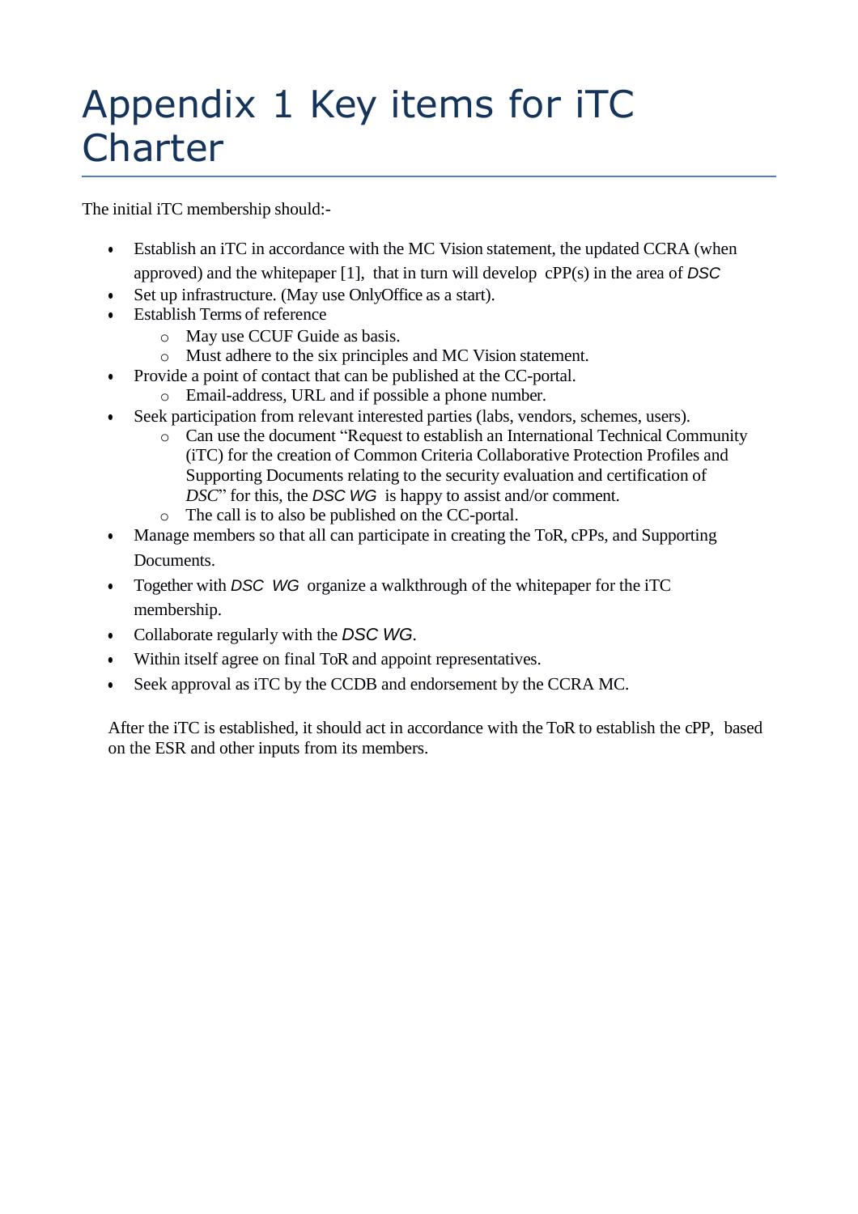# Appendix 1 Key items for iTC Charter

The initial iTC membership should:-

- Establish an iTC in accordance with the MC Vision statement, the updated CCRA (when approved) and the whitepaper [1], that in turn will develop cPP(s) in the area of *DSC*
- Set up infrastructure. (May use OnlyOffice as a start).
- Establish Terms of reference
    - May use CCUF Guide as basis.
    - Must adhere to the six principles and MC Vision statement.
- Provide a point of contact that can be published at the CC-portal.
    - Email-address, URL and if possible a phone number.
- Seek participation from relevant interested parties (labs, vendors, schemes, users).
    - Can use the document "Request to establish an International Technical Community (iTC) for the creation of Common Criteria Collaborative Protection Profiles and Supporting Documents relating to the security evaluation and certification of *DSC*" for this, the *DSC WG* is happy to assist and/or comment.
    - The call is to also be published on the CC-portal.
- Manage members so that all can participate in creating the ToR, cPPs, and Supporting Documents.
- Together with *DSC WG* organize a walkthrough of the whitepaper for the iTC membership.
- Collaborate regularly with the *DSC WG*.
- Within itself agree on final ToR and appoint representatives.
- Seek approval as iTC by the CCDB and endorsement by the CCRA MC.

After the iTC is established, it should act in accordance with the ToR to establish the cPP, based on the ESR and other inputs from its members.